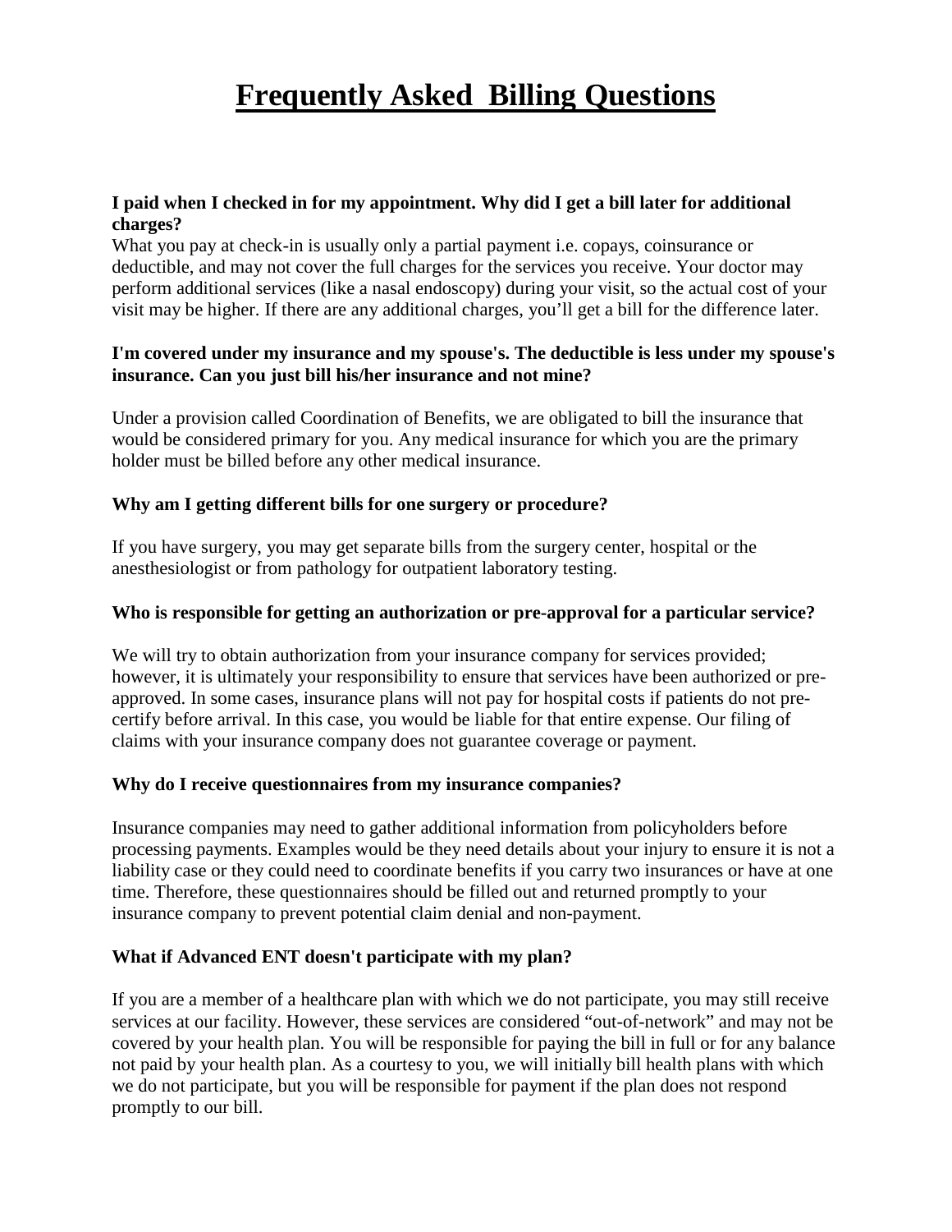# Frequently Asked  Billing Questions

**I paid when I checked in for my appointment. Why did I get a bill later for additional charges?**

What you pay at check-in is usually only a partial payment i.e. copays, coinsurance or deductible, and may not cover the full charges for the services you receive. Your doctor may perform additional services (like a nasal endoscopy) during your visit, so the actual cost of your visit may be higher. If there are any additional charges, you'll get a bill for the difference later.

**I'm covered under my insurance and my spouse's. The deductible is less under my spouse's insurance. Can you just bill his/her insurance and not mine?**

Under a provision called Coordination of Benefits, we are obligated to bill the insurance that would be considered primary for you. Any medical insurance for which you are the primary holder must be billed before any other medical insurance.

**Why am I getting different bills for one surgery or procedure?**

If you have surgery, you may get separate bills from the surgery center, hospital or the anesthesiologist or from pathology for outpatient laboratory testing.

**Who is responsible for getting an authorization or pre-approval for a particular service?**

We will try to obtain authorization from your insurance company for services provided; however, it is ultimately your responsibility to ensure that services have been authorized or pre-approved. In some cases, insurance plans will not pay for hospital costs if patients do not pre-certify before arrival. In this case, you would be liable for that entire expense. Our filing of claims with your insurance company does not guarantee coverage or payment.

**Why do I receive questionnaires from my insurance companies?**

Insurance companies may need to gather additional information from policyholders before processing payments. Examples would be they need details about your injury to ensure it is not a liability case or they could need to coordinate benefits if you carry two insurances or have at one time. Therefore, these questionnaires should be filled out and returned promptly to your insurance company to prevent potential claim denial and non-payment.

**What if Advanced ENT doesn't participate with my plan?**

If you are a member of a healthcare plan with which we do not participate, you may still receive services at our facility. However, these services are considered "out-of-network" and may not be covered by your health plan. You will be responsible for paying the bill in full or for any balance not paid by your health plan. As a courtesy to you, we will initially bill health plans with which we do not participate, but you will be responsible for payment if the plan does not respond promptly to our bill.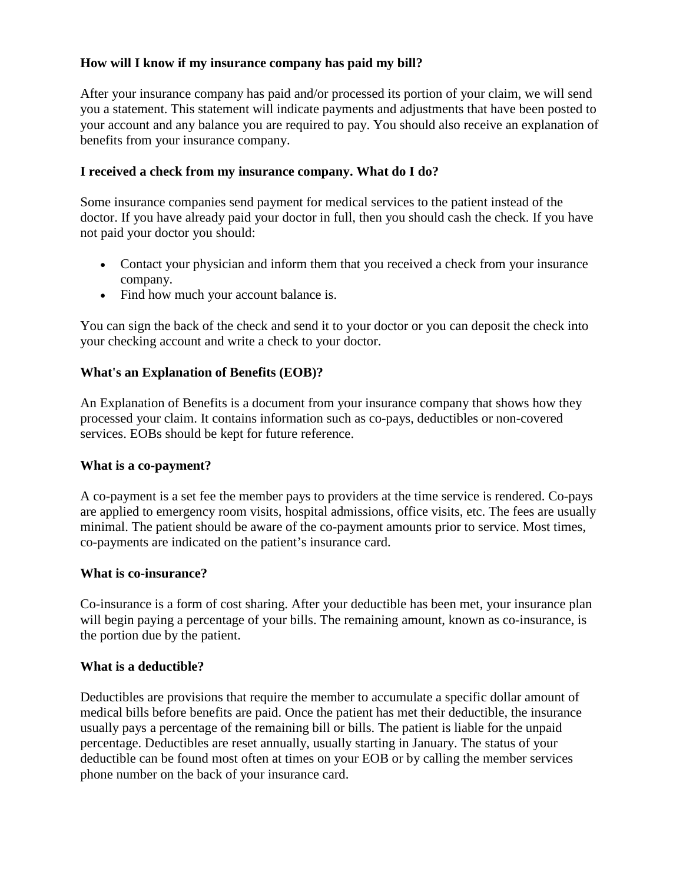**How will I know if my insurance company has paid my bill?**

After your insurance company has paid and/or processed its portion of your claim, we will send you a statement. This statement will indicate payments and adjustments that have been posted to your account and any balance you are required to pay. You should also receive an explanation of benefits from your insurance company.

**I received a check from my insurance company. What do I do?**

Some insurance companies send payment for medical services to the patient instead of the doctor. If you have already paid your doctor in full, then you should cash the check. If you have not paid your doctor you should:

- Contact your physician and inform them that you received a check from your insurance company.
- Find how much your account balance is.

You can sign the back of the check and send it to your doctor or you can deposit the check into your checking account and write a check to your doctor.

**What's an Explanation of Benefits (EOB)?**

An Explanation of Benefits is a document from your insurance company that shows how they processed your claim. It contains information such as co-pays, deductibles or non-covered services. EOBs should be kept for future reference.

**What is a co-payment?**

A co-payment is a set fee the member pays to providers at the time service is rendered. Co-pays are applied to emergency room visits, hospital admissions, office visits, etc. The fees are usually minimal. The patient should be aware of the co-payment amounts prior to service. Most times, co-payments are indicated on the patient's insurance card.

**What is co-insurance?**

Co-insurance is a form of cost sharing. After your deductible has been met, your insurance plan will begin paying a percentage of your bills. The remaining amount, known as co-insurance, is the portion due by the patient.

**What is a deductible?**

Deductibles are provisions that require the member to accumulate a specific dollar amount of medical bills before benefits are paid. Once the patient has met their deductible, the insurance usually pays a percentage of the remaining bill or bills. The patient is liable for the unpaid percentage. Deductibles are reset annually, usually starting in January. The status of your deductible can be found most often at times on your EOB or by calling the member services phone number on the back of your insurance card.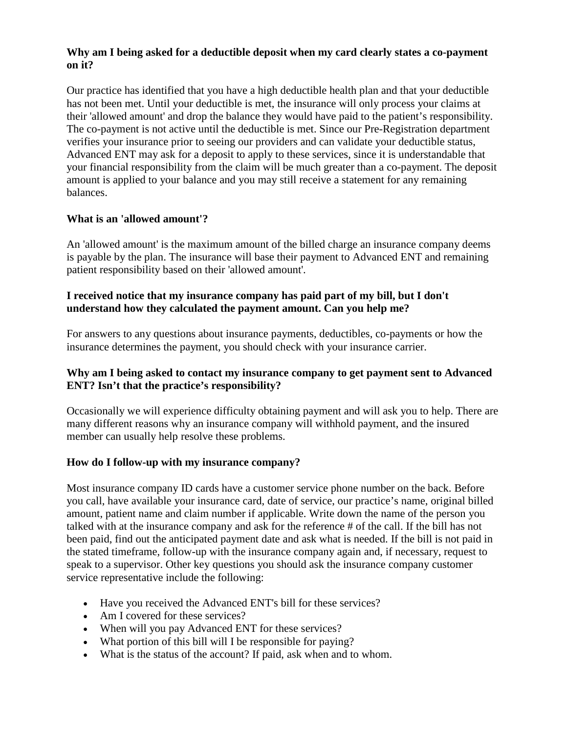**Why am I being asked for a deductible deposit when my card clearly states a co-payment on it?**

Our practice has identified that you have a high deductible health plan and that your deductible has not been met. Until your deductible is met, the insurance will only process your claims at their 'allowed amount' and drop the balance they would have paid to the patient's responsibility. The co-payment is not active until the deductible is met. Since our Pre-Registration department verifies your insurance prior to seeing our providers and can validate your deductible status, Advanced ENT may ask for a deposit to apply to these services, since it is understandable that your financial responsibility from the claim will be much greater than a co-payment. The deposit amount is applied to your balance and you may still receive a statement for any remaining balances.

**What is an 'allowed amount'?**

An 'allowed amount' is the maximum amount of the billed charge an insurance company deems is payable by the plan. The insurance will base their payment to Advanced ENT and remaining patient responsibility based on their 'allowed amount'.

**I received notice that my insurance company has paid part of my bill, but I don't understand how they calculated the payment amount. Can you help me?**

For answers to any questions about insurance payments, deductibles, co-payments or how the insurance determines the payment, you should check with your insurance carrier.

**Why am I being asked to contact my insurance company to get payment sent to Advanced ENT? Isn't that the practice's responsibility?**

Occasionally we will experience difficulty obtaining payment and will ask you to help. There are many different reasons why an insurance company will withhold payment, and the insured member can usually help resolve these problems.

**How do I follow-up with my insurance company?**

Most insurance company ID cards have a customer service phone number on the back. Before you call, have available your insurance card, date of service, our practice's name, original billed amount, patient name and claim number if applicable. Write down the name of the person you talked with at the insurance company and ask for the reference # of the call. If the bill has not been paid, find out the anticipated payment date and ask what is needed. If the bill is not paid in the stated timeframe, follow-up with the insurance company again and, if necessary, request to speak to a supervisor. Other key questions you should ask the insurance company customer service representative include the following:

- Have you received the Advanced ENT's bill for these services?
- Am I covered for these services?
- When will you pay Advanced ENT for these services?
- What portion of this bill will I be responsible for paying?
- What is the status of the account? If paid, ask when and to whom.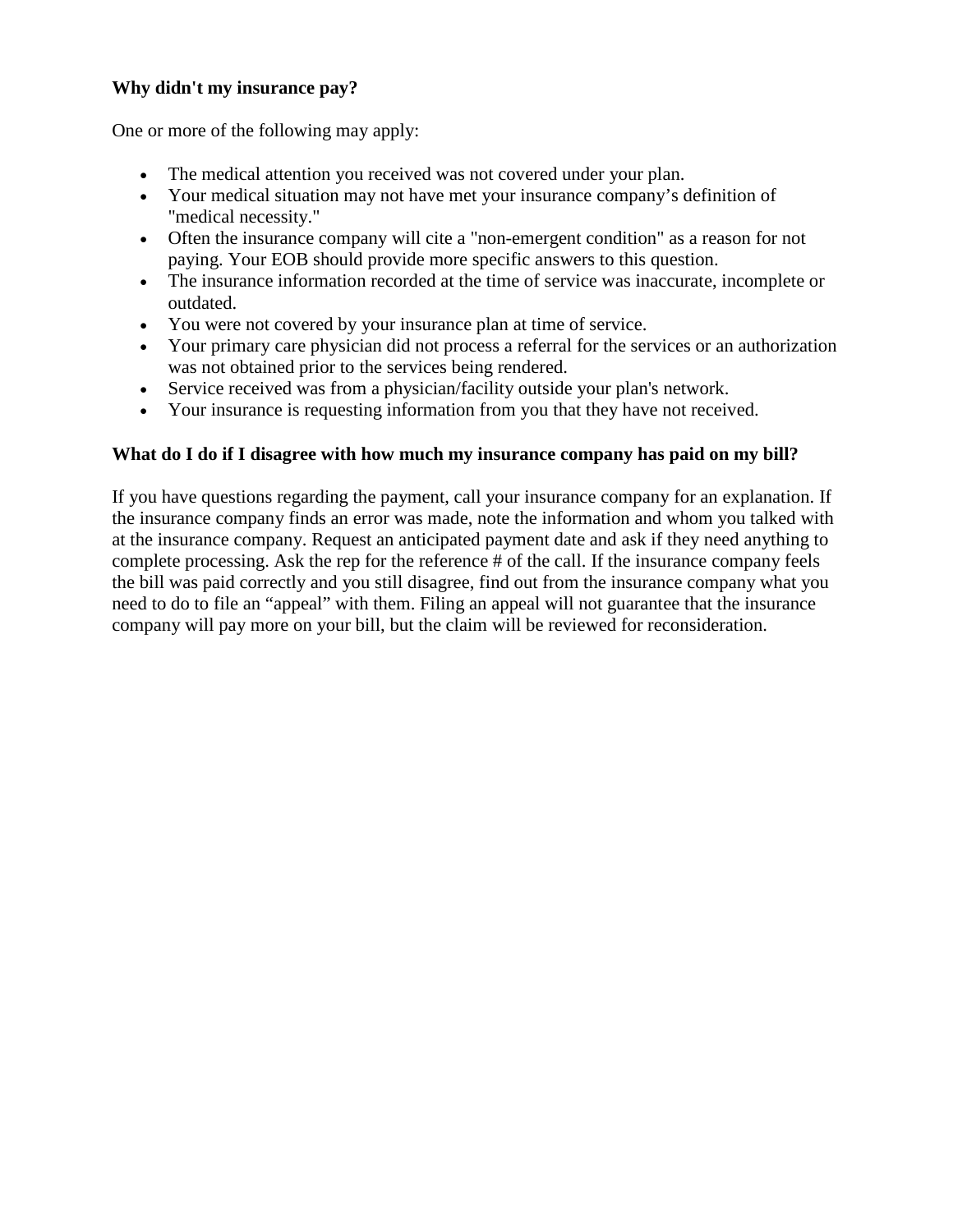**Why didn't my insurance pay?**

One or more of the following may apply:

- The medical attention you received was not covered under your plan.
- Your medical situation may not have met your insurance company’s definition of "medical necessity."
- Often the insurance company will cite a "non-emergent condition" as a reason for not paying. Your EOB should provide more specific answers to this question.
- The insurance information recorded at the time of service was inaccurate, incomplete or outdated.
- You were not covered by your insurance plan at time of service.
- Your primary care physician did not process a referral for the services or an authorization was not obtained prior to the services being rendered.
- Service received was from a physician/facility outside your plan's network.
- Your insurance is requesting information from you that they have not received.

**What do I do if I disagree with how much my insurance company has paid on my bill?**

If you have questions regarding the payment, call your insurance company for an explanation. If the insurance company finds an error was made, note the information and whom you talked with at the insurance company. Request an anticipated payment date and ask if they need anything to complete processing. Ask the rep for the reference # of the call. If the insurance company feels the bill was paid correctly and you still disagree, find out from the insurance company what you need to do to file an “appeal” with them. Filing an appeal will not guarantee that the insurance company will pay more on your bill, but the claim will be reviewed for reconsideration.